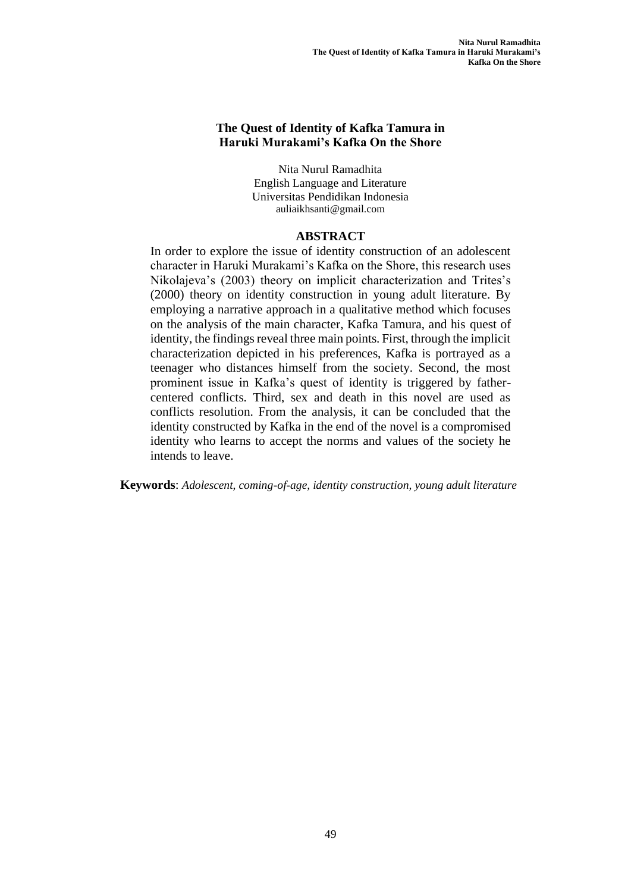# The Quest of Identity of Kafka Tamura in Haruki Murakami's Kafka On the Shore

Nita Nurul Ramadhita
English Language and Literature
Universitas Pendidikan Indonesia
auliaikhsanti@gmail.com

## ABSTRACT

In order to explore the issue of identity construction of an adolescent character in Haruki Murakami's Kafka on the Shore, this research uses Nikolajeva's (2003) theory on implicit characterization and Trites's (2000) theory on identity construction in young adult literature. By employing a narrative approach in a qualitative method which focuses on the analysis of the main character, Kafka Tamura, and his quest of identity, the findings reveal three main points. First, through the implicit characterization depicted in his preferences, Kafka is portrayed as a teenager who distances himself from the society. Second, the most prominent issue in Kafka's quest of identity is triggered by father-centered conflicts. Third, sex and death in this novel are used as conflicts resolution. From the analysis, it can be concluded that the identity constructed by Kafka in the end of the novel is a compromised identity who learns to accept the norms and values of the society he intends to leave.

**Keywords**: *Adolescent, coming-of-age, identity construction, young adult literature*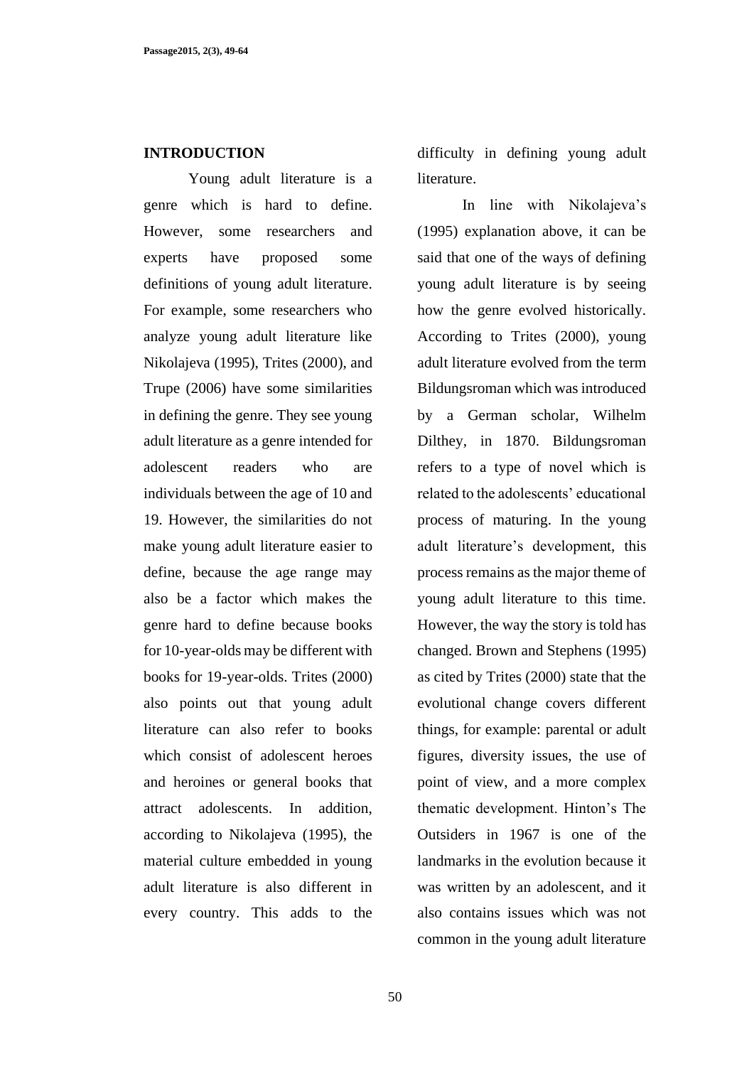## INTRODUCTION

Young adult literature is a genre which is hard to define. However, some researchers and experts have proposed some definitions of young adult literature. For example, some researchers who analyze young adult literature like Nikolajeva (1995), Trites (2000), and Trupe (2006) have some similarities in defining the genre. They see young adult literature as a genre intended for adolescent readers who are individuals between the age of 10 and 19. However, the similarities do not make young adult literature easier to define, because the age range may also be a factor which makes the genre hard to define because books for 10-year-olds may be different with books for 19-year-olds. Trites (2000) also points out that young adult literature can also refer to books which consist of adolescent heroes and heroines or general books that attract adolescents. In addition, according to Nikolajeva (1995), the material culture embedded in young adult literature is also different in every country. This adds to the difficulty in defining young adult literature.

In line with Nikolajeva's (1995) explanation above, it can be said that one of the ways of defining young adult literature is by seeing how the genre evolved historically. According to Trites (2000), young adult literature evolved from the term Bildungsroman which was introduced by a German scholar, Wilhelm Dilthey, in 1870. Bildungsroman refers to a type of novel which is related to the adolescents' educational process of maturing. In the young adult literature's development, this process remains as the major theme of young adult literature to this time. However, the way the story is told has changed. Brown and Stephens (1995) as cited by Trites (2000) state that the evolutional change covers different things, for example: parental or adult figures, diversity issues, the use of point of view, and a more complex thematic development. Hinton's The Outsiders in 1967 is one of the landmarks in the evolution because it was written by an adolescent, and it also contains issues which was not common in the young adult literature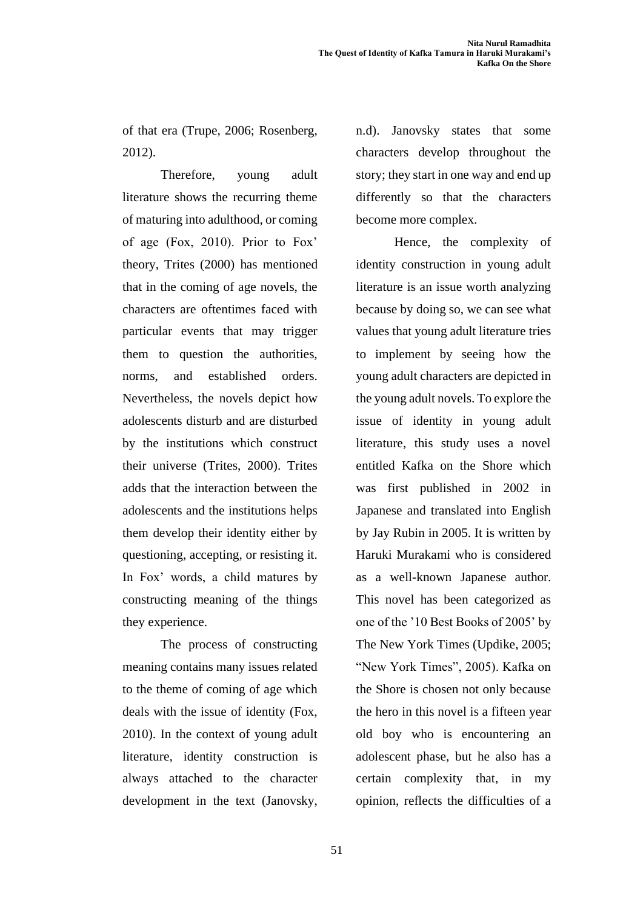of that era (Trupe, 2006; Rosenberg, 2012).

Therefore, young adult literature shows the recurring theme of maturing into adulthood, or coming of age (Fox, 2010). Prior to Fox' theory, Trites (2000) has mentioned that in the coming of age novels, the characters are oftentimes faced with particular events that may trigger them to question the authorities, norms, and established orders. Nevertheless, the novels depict how adolescents disturb and are disturbed by the institutions which construct their universe (Trites, 2000). Trites adds that the interaction between the adolescents and the institutions helps them develop their identity either by questioning, accepting, or resisting it. In Fox' words, a child matures by constructing meaning of the things they experience.

The process of constructing meaning contains many issues related to the theme of coming of age which deals with the issue of identity (Fox, 2010). In the context of young adult literature, identity construction is always attached to the character development in the text (Janovsky, n.d). Janovsky states that some characters develop throughout the story; they start in one way and end up differently so that the characters become more complex.

Hence, the complexity of identity construction in young adult literature is an issue worth analyzing because by doing so, we can see what values that young adult literature tries to implement by seeing how the young adult characters are depicted in the young adult novels. To explore the issue of identity in young adult literature, this study uses a novel entitled Kafka on the Shore which was first published in 2002 in Japanese and translated into English by Jay Rubin in 2005. It is written by Haruki Murakami who is considered as a well-known Japanese author. This novel has been categorized as one of the '10 Best Books of 2005' by The New York Times (Updike, 2005; "New York Times", 2005). Kafka on the Shore is chosen not only because the hero in this novel is a fifteen year old boy who is encountering an adolescent phase, but he also has a certain complexity that, in my opinion, reflects the difficulties of a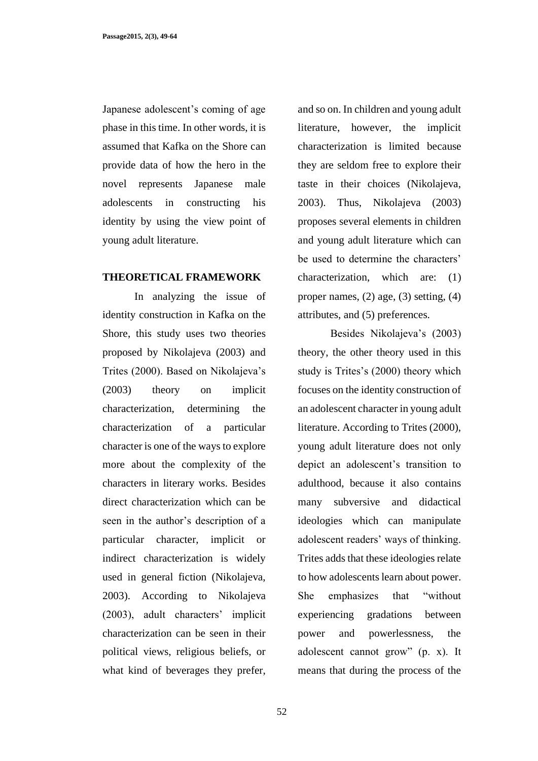Japanese adolescent's coming of age phase in this time. In other words, it is assumed that Kafka on the Shore can provide data of how the hero in the novel represents Japanese male adolescents in constructing his identity by using the view point of young adult literature.

## THEORETICAL FRAMEWORK

In analyzing the issue of identity construction in Kafka on the Shore, this study uses two theories proposed by Nikolajeva (2003) and Trites (2000). Based on Nikolajeva's (2003) theory on implicit characterization, determining the characterization of a particular character is one of the ways to explore more about the complexity of the characters in literary works. Besides direct characterization which can be seen in the author's description of a particular character, implicit or indirect characterization is widely used in general fiction (Nikolajeva, 2003). According to Nikolajeva (2003), adult characters' implicit characterization can be seen in their political views, religious beliefs, or what kind of beverages they prefer, and so on. In children and young adult literature, however, the implicit characterization is limited because they are seldom free to explore their taste in their choices (Nikolajeva, 2003). Thus, Nikolajeva (2003) proposes several elements in children and young adult literature which can be used to determine the characters' characterization, which are: (1) proper names, (2) age, (3) setting, (4) attributes, and (5) preferences.

Besides Nikolajeva's (2003) theory, the other theory used in this study is Trites's (2000) theory which focuses on the identity construction of an adolescent character in young adult literature. According to Trites (2000), young adult literature does not only depict an adolescent's transition to adulthood, because it also contains many subversive and didactical ideologies which can manipulate adolescent readers' ways of thinking. Trites adds that these ideologies relate to how adolescents learn about power. She emphasizes that "without experiencing gradations between power and powerlessness, the adolescent cannot grow" (p. x). It means that during the process of the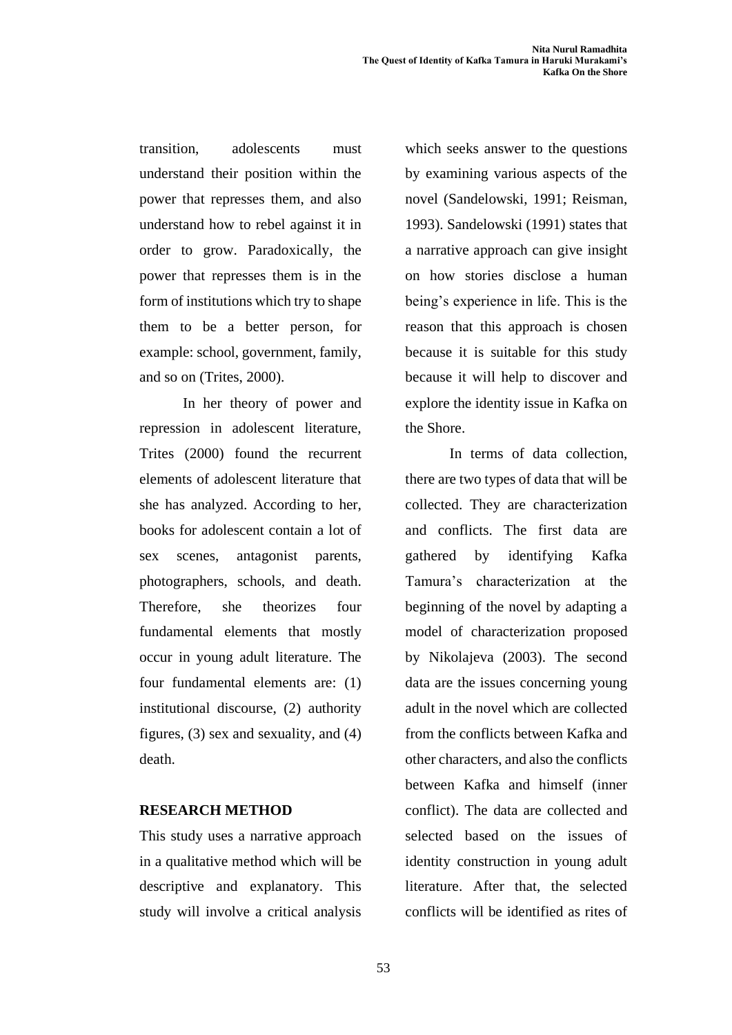transition, adolescents must understand their position within the power that represses them, and also understand how to rebel against it in order to grow. Paradoxically, the power that represses them is in the form of institutions which try to shape them to be a better person, for example: school, government, family, and so on (Trites, 2000).

In her theory of power and repression in adolescent literature, Trites (2000) found the recurrent elements of adolescent literature that she has analyzed. According to her, books for adolescent contain a lot of sex scenes, antagonist parents, photographers, schools, and death. Therefore, she theorizes four fundamental elements that mostly occur in young adult literature. The four fundamental elements are: (1) institutional discourse, (2) authority figures, (3) sex and sexuality, and (4) death.

## RESEARCH METHOD

This study uses a narrative approach in a qualitative method which will be descriptive and explanatory. This study will involve a critical analysis which seeks answer to the questions by examining various aspects of the novel (Sandelowski, 1991; Reisman, 1993). Sandelowski (1991) states that a narrative approach can give insight on how stories disclose a human being's experience in life. This is the reason that this approach is chosen because it is suitable for this study because it will help to discover and explore the identity issue in Kafka on the Shore.

In terms of data collection, there are two types of data that will be collected. They are characterization and conflicts. The first data are gathered by identifying Kafka Tamura's characterization at the beginning of the novel by adapting a model of characterization proposed by Nikolajeva (2003). The second data are the issues concerning young adult in the novel which are collected from the conflicts between Kafka and other characters, and also the conflicts between Kafka and himself (inner conflict). The data are collected and selected based on the issues of identity construction in young adult literature. After that, the selected conflicts will be identified as rites of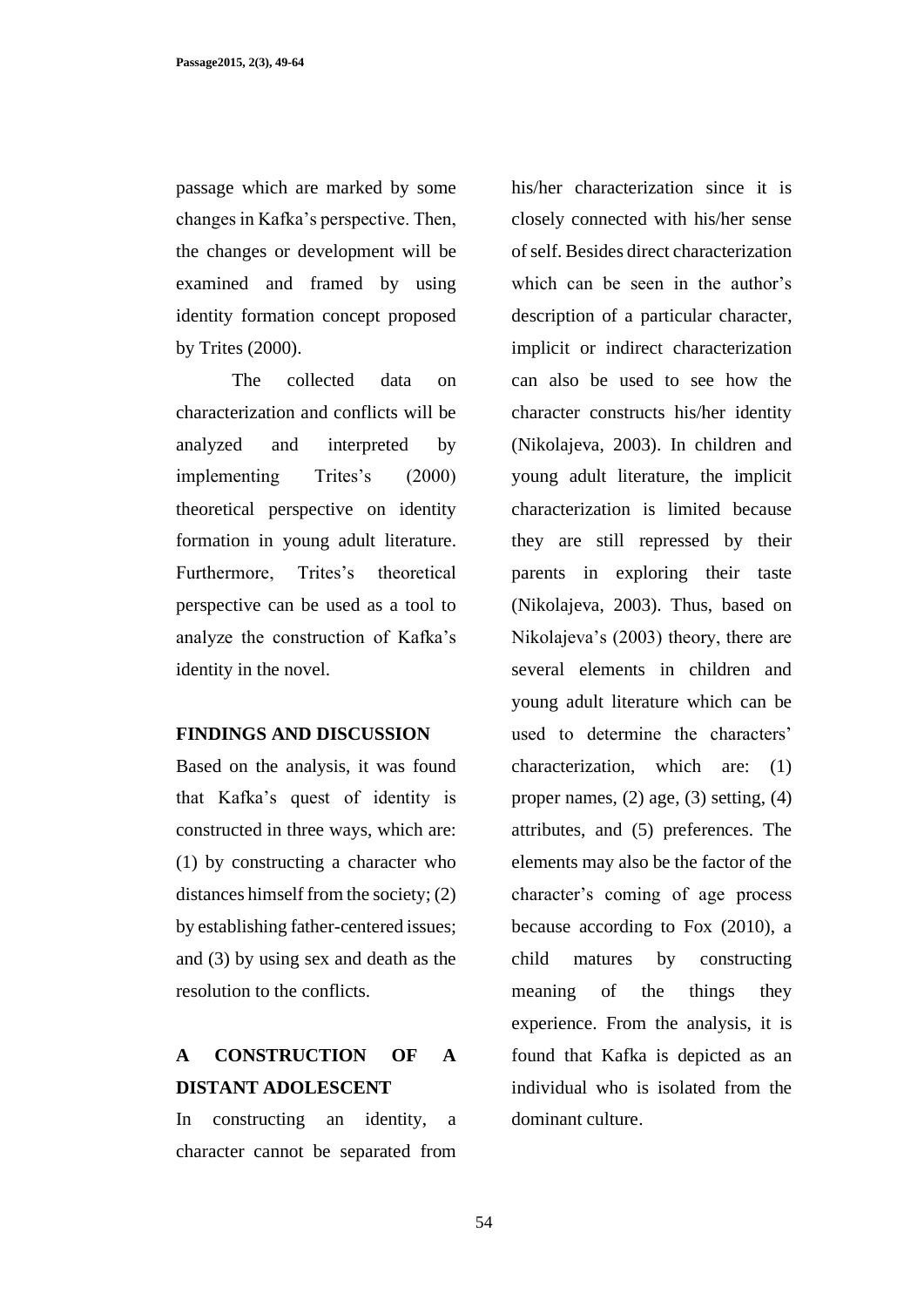passage which are marked by some changes in Kafka's perspective. Then, the changes or development will be examined and framed by using identity formation concept proposed by Trites (2000).

The collected data on characterization and conflicts will be analyzed and interpreted by implementing Trites's (2000) theoretical perspective on identity formation in young adult literature. Furthermore, Trites's theoretical perspective can be used as a tool to analyze the construction of Kafka's identity in the novel.

## FINDINGS AND DISCUSSION

Based on the analysis, it was found that Kafka's quest of identity is constructed in three ways, which are: (1) by constructing a character who distances himself from the society; (2) by establishing father-centered issues; and (3) by using sex and death as the resolution to the conflicts.

### A CONSTRUCTION OF A DISTANT ADOLESCENT

In constructing an identity, a character cannot be separated from his/her characterization since it is closely connected with his/her sense of self. Besides direct characterization which can be seen in the author's description of a particular character, implicit or indirect characterization can also be used to see how the character constructs his/her identity (Nikolajeva, 2003). In children and young adult literature, the implicit characterization is limited because they are still repressed by their parents in exploring their taste (Nikolajeva, 2003). Thus, based on Nikolajeva's (2003) theory, there are several elements in children and young adult literature which can be used to determine the characters' characterization, which are: (1) proper names, (2) age, (3) setting, (4) attributes, and (5) preferences. The elements may also be the factor of the character's coming of age process because according to Fox (2010), a child matures by constructing meaning of the things they experience. From the analysis, it is found that Kafka is depicted as an individual who is isolated from the dominant culture.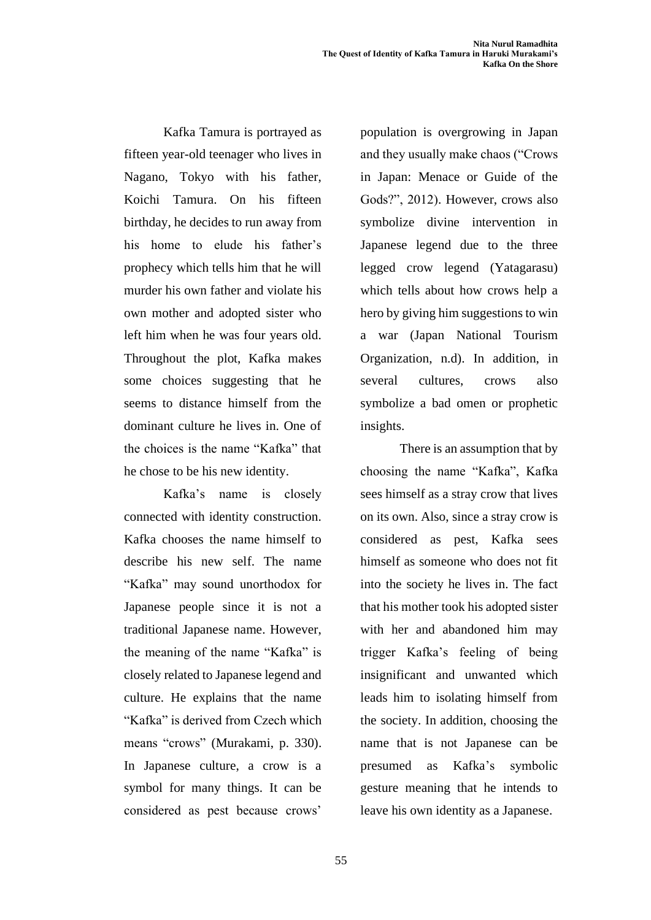Kafka Tamura is portrayed as fifteen year-old teenager who lives in Nagano, Tokyo with his father, Koichi Tamura. On his fifteen birthday, he decides to run away from his home to elude his father's prophecy which tells him that he will murder his own father and violate his own mother and adopted sister who left him when he was four years old. Throughout the plot, Kafka makes some choices suggesting that he seems to distance himself from the dominant culture he lives in. One of the choices is the name "Kafka" that he chose to be his new identity.

Kafka's name is closely connected with identity construction. Kafka chooses the name himself to describe his new self. The name "Kafka" may sound unorthodox for Japanese people since it is not a traditional Japanese name. However, the meaning of the name "Kafka" is closely related to Japanese legend and culture. He explains that the name "Kafka" is derived from Czech which means "crows" (Murakami, p. 330). In Japanese culture, a crow is a symbol for many things. It can be considered as pest because crows' population is overgrowing in Japan and they usually make chaos ("Crows in Japan: Menace or Guide of the Gods?", 2012). However, crows also symbolize divine intervention in Japanese legend due to the three legged crow legend (Yatagarasu) which tells about how crows help a hero by giving him suggestions to win a war (Japan National Tourism Organization, n.d). In addition, in several cultures, crows also symbolize a bad omen or prophetic insights.

There is an assumption that by choosing the name "Kafka", Kafka sees himself as a stray crow that lives on its own. Also, since a stray crow is considered as pest, Kafka sees himself as someone who does not fit into the society he lives in. The fact that his mother took his adopted sister with her and abandoned him may trigger Kafka's feeling of being insignificant and unwanted which leads him to isolating himself from the society. In addition, choosing the name that is not Japanese can be presumed as Kafka's symbolic gesture meaning that he intends to leave his own identity as a Japanese.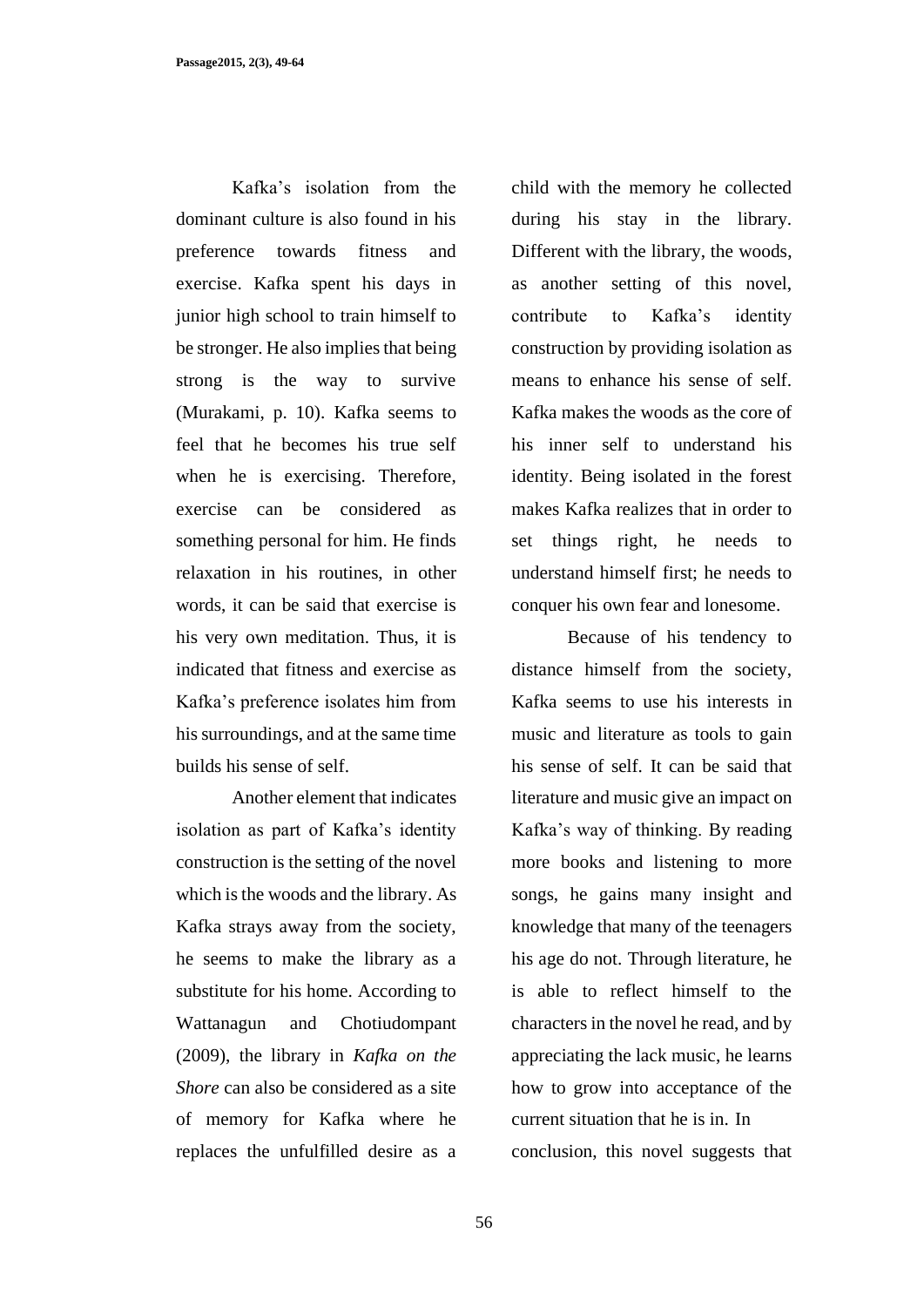Kafka's isolation from the dominant culture is also found in his preference towards fitness and exercise. Kafka spent his days in junior high school to train himself to be stronger. He also implies that being strong is the way to survive (Murakami, p. 10). Kafka seems to feel that he becomes his true self when he is exercising. Therefore, exercise can be considered as something personal for him. He finds relaxation in his routines, in other words, it can be said that exercise is his very own meditation. Thus, it is indicated that fitness and exercise as Kafka's preference isolates him from his surroundings, and at the same time builds his sense of self.

Another element that indicates isolation as part of Kafka's identity construction is the setting of the novel which is the woods and the library. As Kafka strays away from the society, he seems to make the library as a substitute for his home. According to Wattanagun and Chotiudompant (2009), the library in *Kafka on the Shore* can also be considered as a site of memory for Kafka where he replaces the unfulfilled desire as a child with the memory he collected during his stay in the library. Different with the library, the woods, as another setting of this novel, contribute to Kafka's identity construction by providing isolation as means to enhance his sense of self. Kafka makes the woods as the core of his inner self to understand his identity. Being isolated in the forest makes Kafka realizes that in order to set things right, he needs to understand himself first; he needs to conquer his own fear and lonesome.

Because of his tendency to distance himself from the society, Kafka seems to use his interests in music and literature as tools to gain his sense of self. It can be said that literature and music give an impact on Kafka's way of thinking. By reading more books and listening to more songs, he gains many insight and knowledge that many of the teenagers his age do not. Through literature, he is able to reflect himself to the characters in the novel he read, and by appreciating the lack music, he learns how to grow into acceptance of the current situation that he is in. In conclusion, this novel suggests that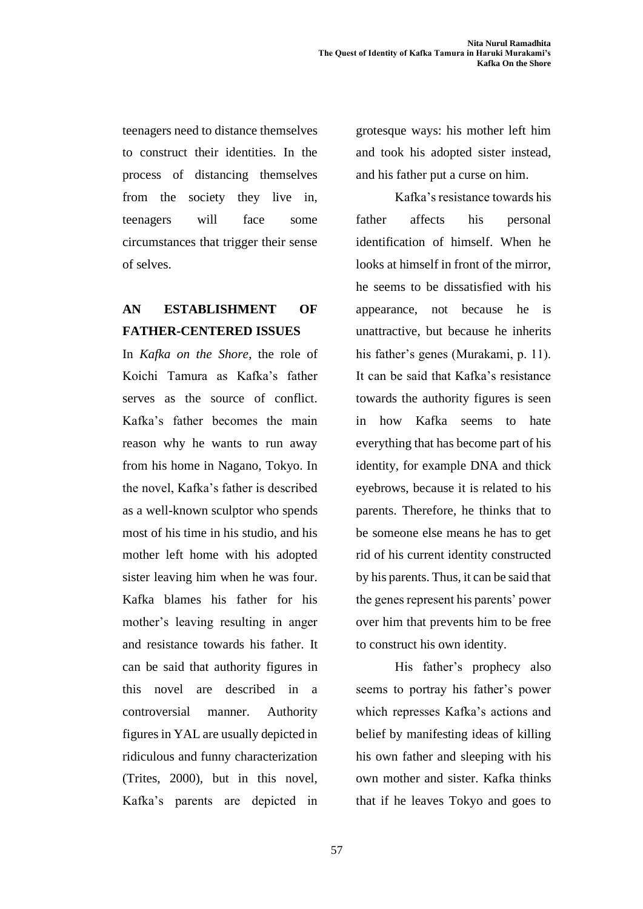teenagers need to distance themselves to construct their identities. In the process of distancing themselves from the society they live in, teenagers will face some circumstances that trigger their sense of selves.

## AN ESTABLISHMENT OF FATHER-CENTERED ISSUES

In *Kafka on the Shore*, the role of Koichi Tamura as Kafka's father serves as the source of conflict. Kafka's father becomes the main reason why he wants to run away from his home in Nagano, Tokyo. In the novel, Kafka's father is described as a well-known sculptor who spends most of his time in his studio, and his mother left home with his adopted sister leaving him when he was four. Kafka blames his father for his mother's leaving resulting in anger and resistance towards his father. It can be said that authority figures in this novel are described in a controversial manner. Authority figures in YAL are usually depicted in ridiculous and funny characterization (Trites, 2000), but in this novel, Kafka's parents are depicted in grotesque ways: his mother left him and took his adopted sister instead, and his father put a curse on him.

Kafka's resistance towards his father affects his personal identification of himself. When he looks at himself in front of the mirror, he seems to be dissatisfied with his appearance, not because he is unattractive, but because he inherits his father's genes (Murakami, p. 11). It can be said that Kafka's resistance towards the authority figures is seen in how Kafka seems to hate everything that has become part of his identity, for example DNA and thick eyebrows, because it is related to his parents. Therefore, he thinks that to be someone else means he has to get rid of his current identity constructed by his parents. Thus, it can be said that the genes represent his parents' power over him that prevents him to be free to construct his own identity.

His father's prophecy also seems to portray his father's power which represses Kafka's actions and belief by manifesting ideas of killing his own father and sleeping with his own mother and sister. Kafka thinks that if he leaves Tokyo and goes to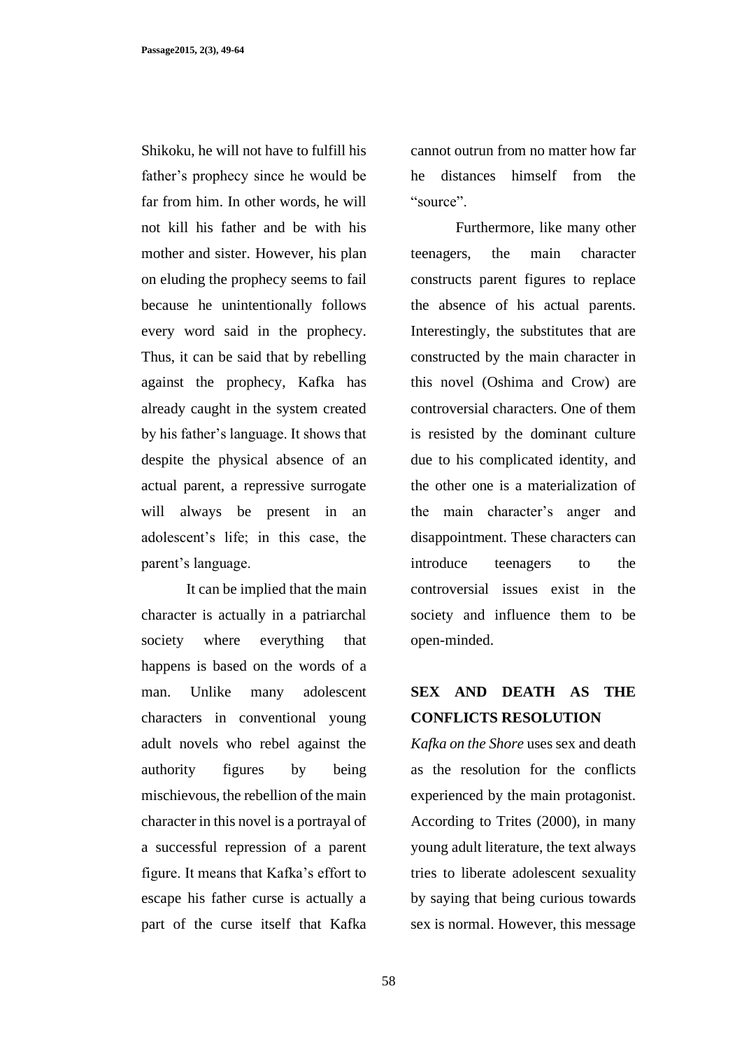Shikoku, he will not have to fulfill his father's prophecy since he would be far from him. In other words, he will not kill his father and be with his mother and sister. However, his plan on eluding the prophecy seems to fail because he unintentionally follows every word said in the prophecy. Thus, it can be said that by rebelling against the prophecy, Kafka has already caught in the system created by his father's language. It shows that despite the physical absence of an actual parent, a repressive surrogate will always be present in an adolescent's life; in this case, the parent's language.

It can be implied that the main character is actually in a patriarchal society where everything that happens is based on the words of a man. Unlike many adolescent characters in conventional young adult novels who rebel against the authority figures by being mischievous, the rebellion of the main character in this novel is a portrayal of a successful repression of a parent figure. It means that Kafka's effort to escape his father curse is actually a part of the curse itself that Kafka cannot outrun from no matter how far he distances himself from the "source".

Furthermore, like many other teenagers, the main character constructs parent figures to replace the absence of his actual parents. Interestingly, the substitutes that are constructed by the main character in this novel (Oshima and Crow) are controversial characters. One of them is resisted by the dominant culture due to his complicated identity, and the other one is a materialization of the main character's anger and disappointment. These characters can introduce teenagers to the controversial issues exist in the society and influence them to be open-minded.

## SEX AND DEATH AS THE CONFLICTS RESOLUTION

*Kafka on the Shore* uses sex and death as the resolution for the conflicts experienced by the main protagonist. According to Trites (2000), in many young adult literature, the text always tries to liberate adolescent sexuality by saying that being curious towards sex is normal. However, this message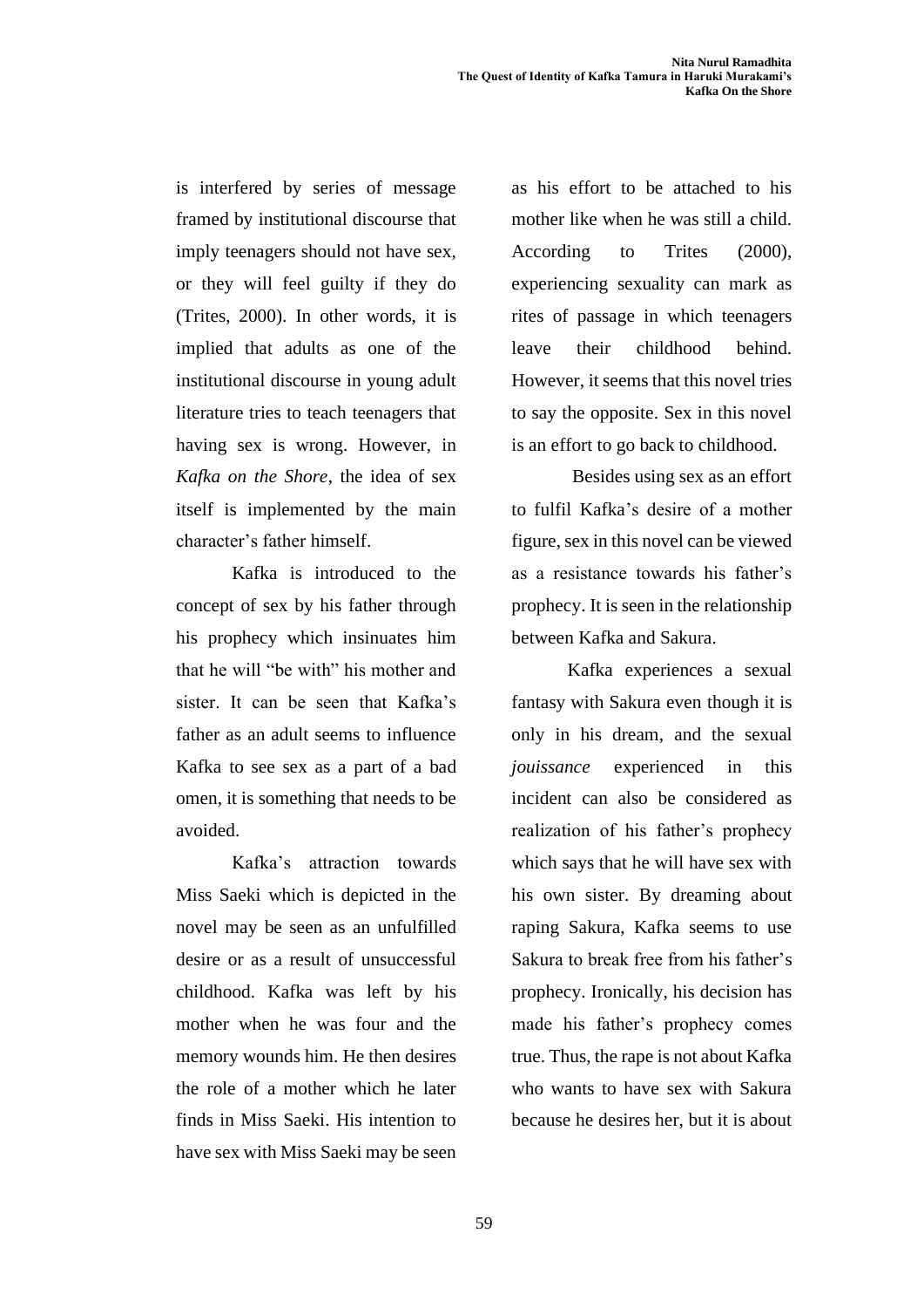is interfered by series of message framed by institutional discourse that imply teenagers should not have sex, or they will feel guilty if they do (Trites, 2000). In other words, it is implied that adults as one of the institutional discourse in young adult literature tries to teach teenagers that having sex is wrong. However, in *Kafka on the Shore*, the idea of sex itself is implemented by the main character's father himself.

Kafka is introduced to the concept of sex by his father through his prophecy which insinuates him that he will "be with" his mother and sister. It can be seen that Kafka's father as an adult seems to influence Kafka to see sex as a part of a bad omen, it is something that needs to be avoided.

Kafka's attraction towards Miss Saeki which is depicted in the novel may be seen as an unfulfilled desire or as a result of unsuccessful childhood. Kafka was left by his mother when he was four and the memory wounds him. He then desires the role of a mother which he later finds in Miss Saeki. His intention to have sex with Miss Saeki may be seen as his effort to be attached to his mother like when he was still a child. According to Trites (2000), experiencing sexuality can mark as rites of passage in which teenagers leave their childhood behind. However, it seems that this novel tries to say the opposite. Sex in this novel is an effort to go back to childhood.

Besides using sex as an effort to fulfil Kafka's desire of a mother figure, sex in this novel can be viewed as a resistance towards his father's prophecy. It is seen in the relationship between Kafka and Sakura.

Kafka experiences a sexual fantasy with Sakura even though it is only in his dream, and the sexual *jouissance* experienced in this incident can also be considered as realization of his father's prophecy which says that he will have sex with his own sister. By dreaming about raping Sakura, Kafka seems to use Sakura to break free from his father's prophecy. Ironically, his decision has made his father's prophecy comes true. Thus, the rape is not about Kafka who wants to have sex with Sakura because he desires her, but it is about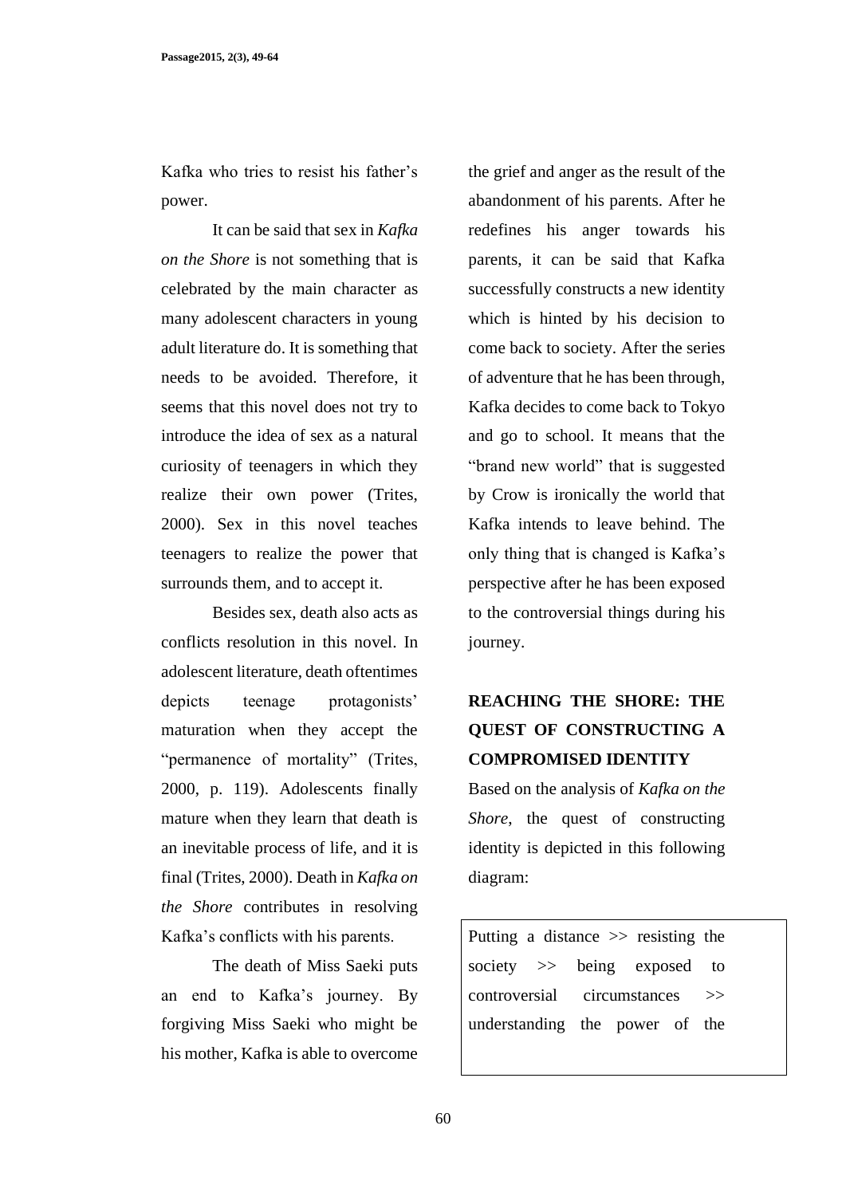Kafka who tries to resist his father's power.

It can be said that sex in *Kafka on the Shore* is not something that is celebrated by the main character as many adolescent characters in young adult literature do. It is something that needs to be avoided. Therefore, it seems that this novel does not try to introduce the idea of sex as a natural curiosity of teenagers in which they realize their own power (Trites, 2000). Sex in this novel teaches teenagers to realize the power that surrounds them, and to accept it.

Besides sex, death also acts as conflicts resolution in this novel. In adolescent literature, death oftentimes depicts teenage protagonists' maturation when they accept the "permanence of mortality" (Trites, 2000, p. 119). Adolescents finally mature when they learn that death is an inevitable process of life, and it is final (Trites, 2000). Death in *Kafka on the Shore* contributes in resolving Kafka's conflicts with his parents.

The death of Miss Saeki puts an end to Kafka's journey. By forgiving Miss Saeki who might be his mother, Kafka is able to overcome the grief and anger as the result of the abandonment of his parents. After he redefines his anger towards his parents, it can be said that Kafka successfully constructs a new identity which is hinted by his decision to come back to society. After the series of adventure that he has been through, Kafka decides to come back to Tokyo and go to school. It means that the "brand new world" that is suggested by Crow is ironically the world that Kafka intends to leave behind. The only thing that is changed is Kafka's perspective after he has been exposed to the controversial things during his journey.

## REACHING THE SHORE: THE QUEST OF CONSTRUCTING A COMPROMISED IDENTITY

Based on the analysis of *Kafka on the Shore*, the quest of constructing identity is depicted in this following diagram:

Putting a distance >> resisting the society >> being exposed to controversial circumstances >> understanding the power of the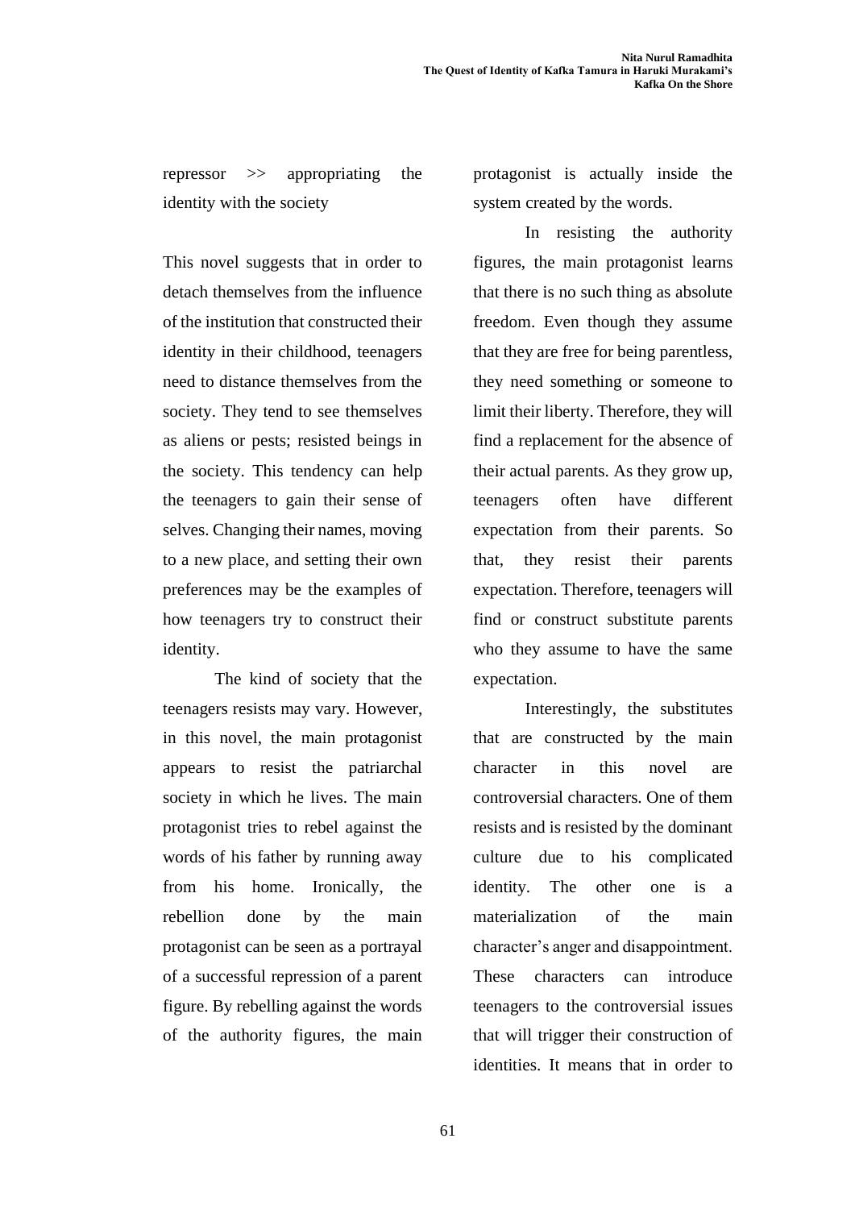repressor >> appropriating the identity with the society

This novel suggests that in order to detach themselves from the influence of the institution that constructed their identity in their childhood, teenagers need to distance themselves from the society. They tend to see themselves as aliens or pests; resisted beings in the society. This tendency can help the teenagers to gain their sense of selves. Changing their names, moving to a new place, and setting their own preferences may be the examples of how teenagers try to construct their identity.

The kind of society that the teenagers resists may vary. However, in this novel, the main protagonist appears to resist the patriarchal society in which he lives. The main protagonist tries to rebel against the words of his father by running away from his home. Ironically, the rebellion done by the main protagonist can be seen as a portrayal of a successful repression of a parent figure. By rebelling against the words of the authority figures, the main protagonist is actually inside the system created by the words.

In resisting the authority figures, the main protagonist learns that there is no such thing as absolute freedom. Even though they assume that they are free for being parentless, they need something or someone to limit their liberty. Therefore, they will find a replacement for the absence of their actual parents. As they grow up, teenagers often have different expectation from their parents. So that, they resist their parents expectation. Therefore, teenagers will find or construct substitute parents who they assume to have the same expectation.

Interestingly, the substitutes that are constructed by the main character in this novel are controversial characters. One of them resists and is resisted by the dominant culture due to his complicated identity. The other one is a materialization of the main character's anger and disappointment. These characters can introduce teenagers to the controversial issues that will trigger their construction of identities. It means that in order to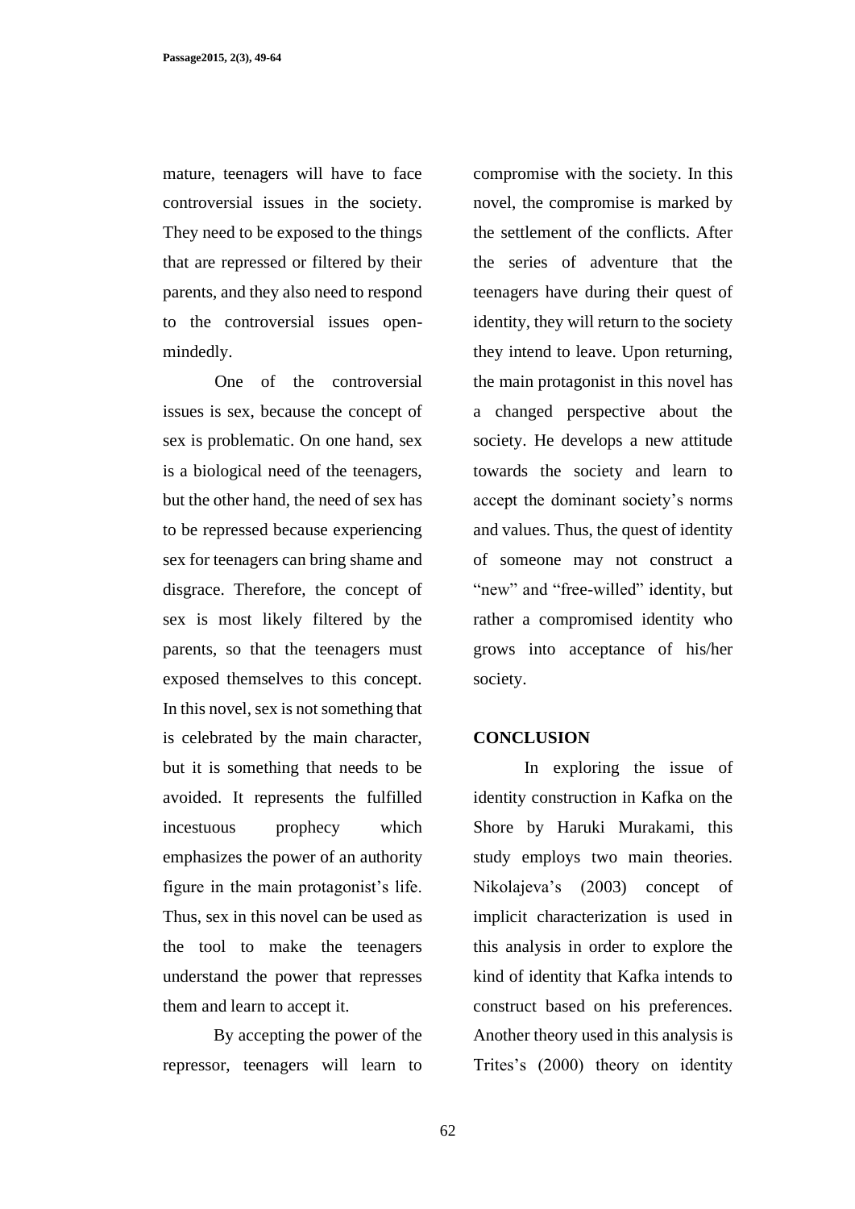mature, teenagers will have to face controversial issues in the society. They need to be exposed to the things that are repressed or filtered by their parents, and they also need to respond to the controversial issues open-mindedly.

One of the controversial issues is sex, because the concept of sex is problematic. On one hand, sex is a biological need of the teenagers, but the other hand, the need of sex has to be repressed because experiencing sex for teenagers can bring shame and disgrace. Therefore, the concept of sex is most likely filtered by the parents, so that the teenagers must exposed themselves to this concept. In this novel, sex is not something that is celebrated by the main character, but it is something that needs to be avoided. It represents the fulfilled incestuous prophecy which emphasizes the power of an authority figure in the main protagonist's life. Thus, sex in this novel can be used as the tool to make the teenagers understand the power that represses them and learn to accept it.

By accepting the power of the repressor, teenagers will learn to compromise with the society. In this novel, the compromise is marked by the settlement of the conflicts. After the series of adventure that the teenagers have during their quest of identity, they will return to the society they intend to leave. Upon returning, the main protagonist in this novel has a changed perspective about the society. He develops a new attitude towards the society and learn to accept the dominant society's norms and values. Thus, the quest of identity of someone may not construct a "new" and "free-willed" identity, but rather a compromised identity who grows into acceptance of his/her society.

## CONCLUSION

In exploring the issue of identity construction in Kafka on the Shore by Haruki Murakami, this study employs two main theories. Nikolajeva's (2003) concept of implicit characterization is used in this analysis in order to explore the kind of identity that Kafka intends to construct based on his preferences. Another theory used in this analysis is Trites's (2000) theory on identity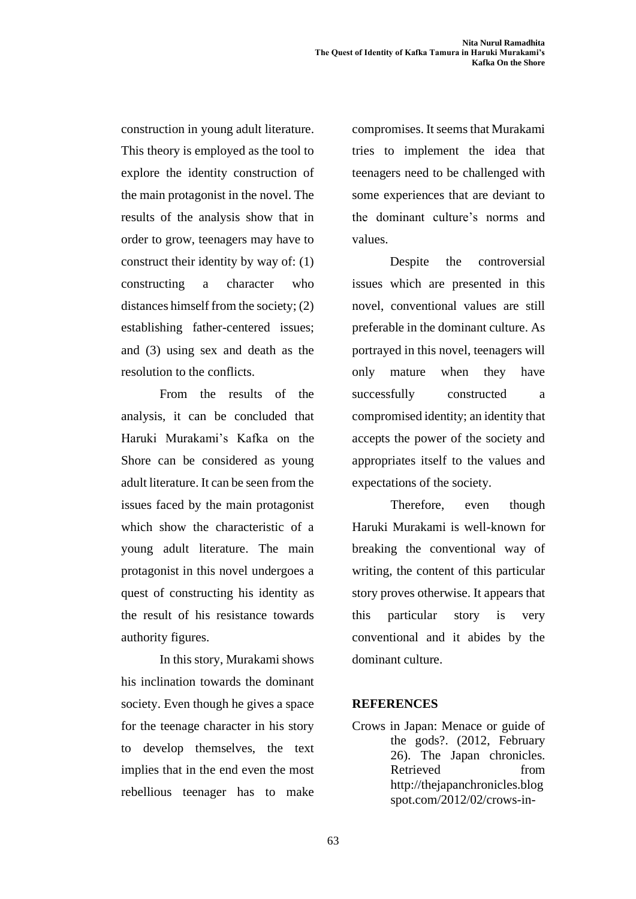construction in young adult literature. This theory is employed as the tool to explore the identity construction of the main protagonist in the novel. The results of the analysis show that in order to grow, teenagers may have to construct their identity by way of: (1) constructing a character who distances himself from the society; (2) establishing father-centered issues; and (3) using sex and death as the resolution to the conflicts.

From the results of the analysis, it can be concluded that Haruki Murakami's Kafka on the Shore can be considered as young adult literature. It can be seen from the issues faced by the main protagonist which show the characteristic of a young adult literature. The main protagonist in this novel undergoes a quest of constructing his identity as the result of his resistance towards authority figures.

In this story, Murakami shows his inclination towards the dominant society. Even though he gives a space for the teenage character in his story to develop themselves, the text implies that in the end even the most rebellious teenager has to make compromises. It seems that Murakami tries to implement the idea that teenagers need to be challenged with some experiences that are deviant to the dominant culture's norms and values.

Despite the controversial issues which are presented in this novel, conventional values are still preferable in the dominant culture. As portrayed in this novel, teenagers will only mature when they have successfully constructed a compromised identity; an identity that accepts the power of the society and appropriates itself to the values and expectations of the society.

Therefore, even though Haruki Murakami is well-known for breaking the conventional way of writing, the content of this particular story proves otherwise. It appears that this particular story is very conventional and it abides by the dominant culture.

## REFERENCES

Crows in Japan: Menace or guide of the gods?. (2012, February 26). The Japan chronicles. Retrieved from http://thejapanchronicles.blogspot.com/2012/02/crows-in-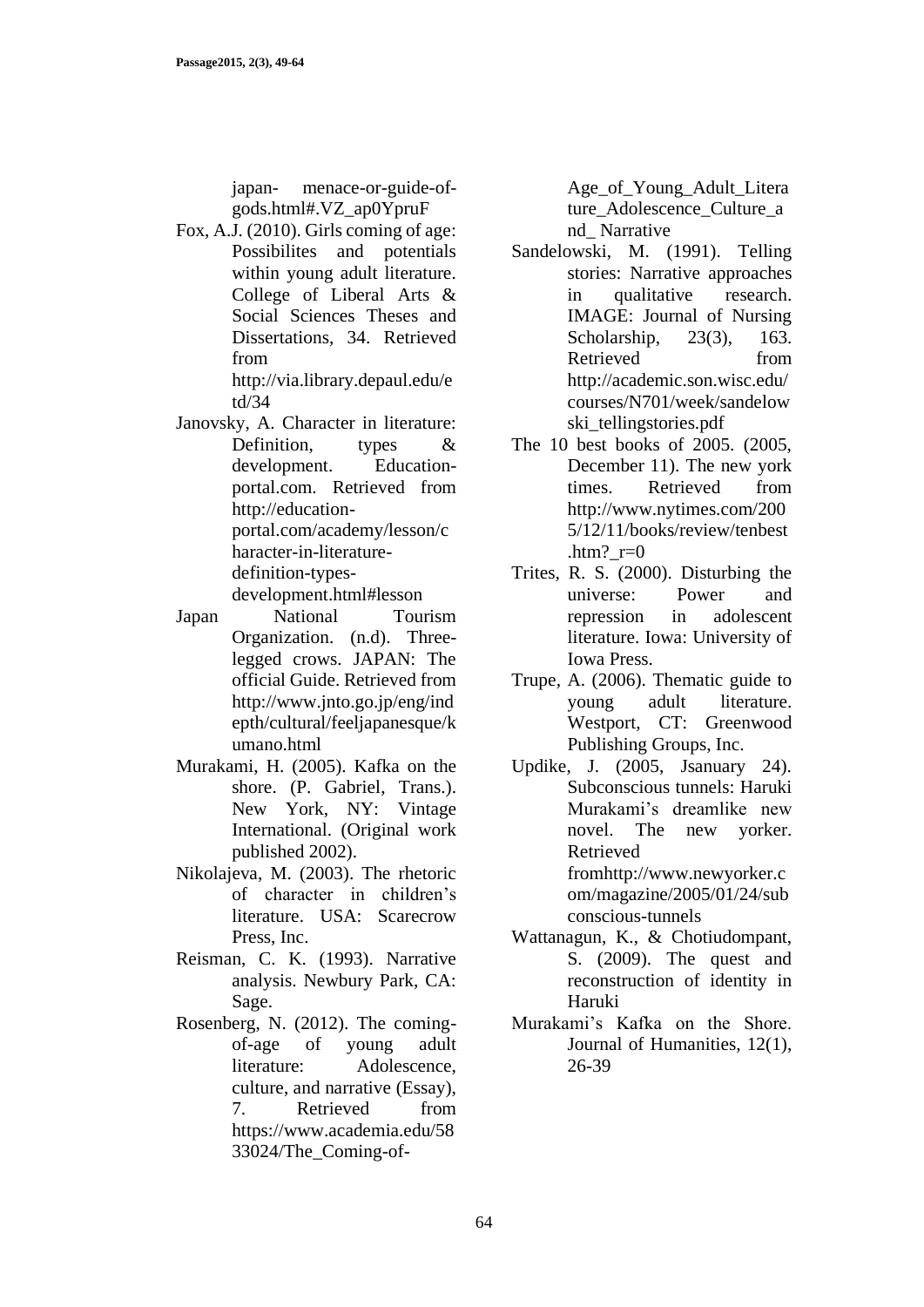japan- menace-or-guide-of-gods.html#.VZ_ap0YpruF

Fox, A.J. (2010). Girls coming of age: Possibilites and potentials within young adult literature. College of Liberal Arts & Social Sciences Theses and Dissertations, 34. Retrieved from http://via.library.depaul.edu/etd/34

Janovsky, A. Character in literature: Definition, types & development. Education-portal.com. Retrieved from http://education-portal.com/academy/lesson/character-in-literature-definition-types-development.html#lesson

Japan National Tourism Organization. (n.d). Three-legged crows. JAPAN: The official Guide. Retrieved from http://www.jnto.go.jp/eng/indepth/cultural/feeljapanesque/kumano.html

Murakami, H. (2005). Kafka on the shore. (P. Gabriel, Trans.). New York, NY: Vintage International. (Original work published 2002).

Nikolajeva, M. (2003). The rhetoric of character in children's literature. USA: Scarecrow Press, Inc.

Reisman, C. K. (1993). Narrative analysis. Newbury Park, CA: Sage.

Rosenberg, N. (2012). The coming-of-age of young adult literature: Adolescence, culture, and narrative (Essay), 7. Retrieved from https://www.academia.edu/5833024/The_Coming-of-Age_of_Young_Adult_Literature_Adolescence_Culture_and_ Narrative

Sandelowski, M. (1991). Telling stories: Narrative approaches in qualitative research. IMAGE: Journal of Nursing Scholarship, 23(3), 163. Retrieved from http://academic.son.wisc.edu/courses/N701/week/sandelowski_tellingstories.pdf

The 10 best books of 2005. (2005, December 11). The new york times. Retrieved from http://www.nytimes.com/2005/12/11/books/review/tenbest.htm?_r=0

Trites, R. S. (2000). Disturbing the universe: Power and repression in adolescent literature. Iowa: University of Iowa Press.

Trupe, A. (2006). Thematic guide to young adult literature. Westport, CT: Greenwood Publishing Groups, Inc.

Updike, J. (2005, Jsanuary 24). Subconscious tunnels: Haruki Murakami's dreamlike new novel. The new yorker. Retrieved fromhttp://www.newyorker.com/magazine/2005/01/24/subconscious-tunnels

Wattanagun, K., & Chotiudompant, S. (2009). The quest and reconstruction of identity in Haruki

Murakami's Kafka on the Shore. Journal of Humanities, 12(1), 26-39